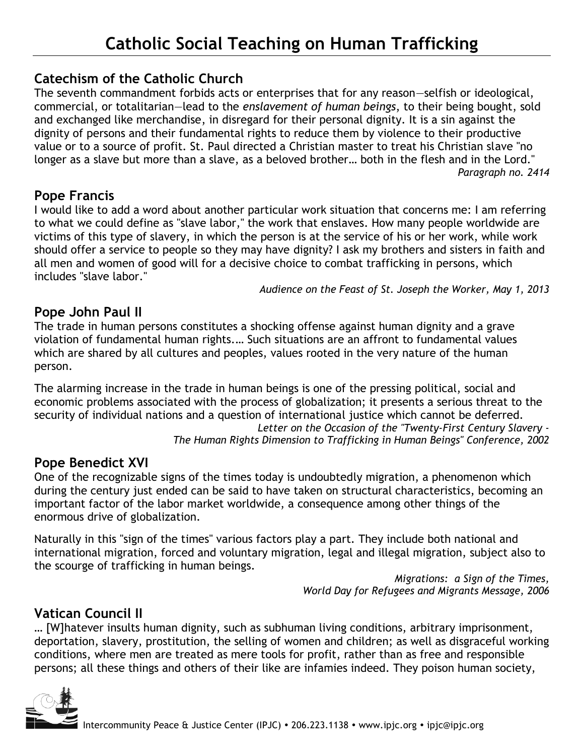# Catholic Social Teaching on Human Trafficking

## Catechism of the Catholic Church

The seventh commandment forbids acts or enterprises that for any reason—selfish or ideological, commercial, or totalitarian—lead to the *enslavement of human beings*, to their being bought, sold and exchanged like merchandise, in disregard for their personal dignity. It is a sin against the dignity of persons and their fundamental rights to reduce them by violence to their productive value or to a source of profit. St. Paul directed a Christian master to treat his Christian slave "no longer as a slave but more than a slave, as a beloved brother… both in the flesh and in the Lord."

*Paragraph no. 2414*

## Pope Francis

I would like to add a word about another particular work situation that concerns me: I am referring to what we could define as "slave labor," the work that enslaves. How many people worldwide are victims of this type of slavery, in which the person is at the service of his or her work, while work should offer a service to people so they may have dignity? I ask my brothers and sisters in faith and all men and women of good will for a decisive choice to combat trafficking in persons, which includes "slave labor."

*Audience on the Feast of St. Joseph the Worker, May 1, 2013*

## Pope John Paul II

The trade in human persons constitutes a shocking offense against human dignity and a grave violation of fundamental human rights.… Such situations are an affront to fundamental values which are shared by all cultures and peoples, values rooted in the very nature of the human person.

The alarming increase in the trade in human beings is one of the pressing political, social and economic problems associated with the process of globalization; it presents a serious threat to the security of individual nations and a question of international justice which cannot be deferred.

*Letter on the Occasion of the "Twenty-First Century Slavery - The Human Rights Dimension to Trafficking in Human Beings" Conference, 2002*

## Pope Benedict XVI

One of the recognizable signs of the times today is undoubtedly migration, a phenomenon which during the century just ended can be said to have taken on structural characteristics, becoming an important factor of the labor market worldwide, a consequence among other things of the enormous drive of globalization.

Naturally in this "sign of the times" various factors play a part. They include both national and international migration, forced and voluntary migration, legal and illegal migration, subject also to the scourge of trafficking in human beings.

*Migrations: a Sign of the Times, World Day for Refugees and Migrants Message, 2006*

## Vatican Council II

… [W]hatever insults human dignity, such as subhuman living conditions, arbitrary imprisonment, deportation, slavery, prostitution, the selling of women and children; as well as disgraceful working conditions, where men are treated as mere tools for profit, rather than as free and responsible persons; all these things and others of their like are infamies indeed. They poison human society,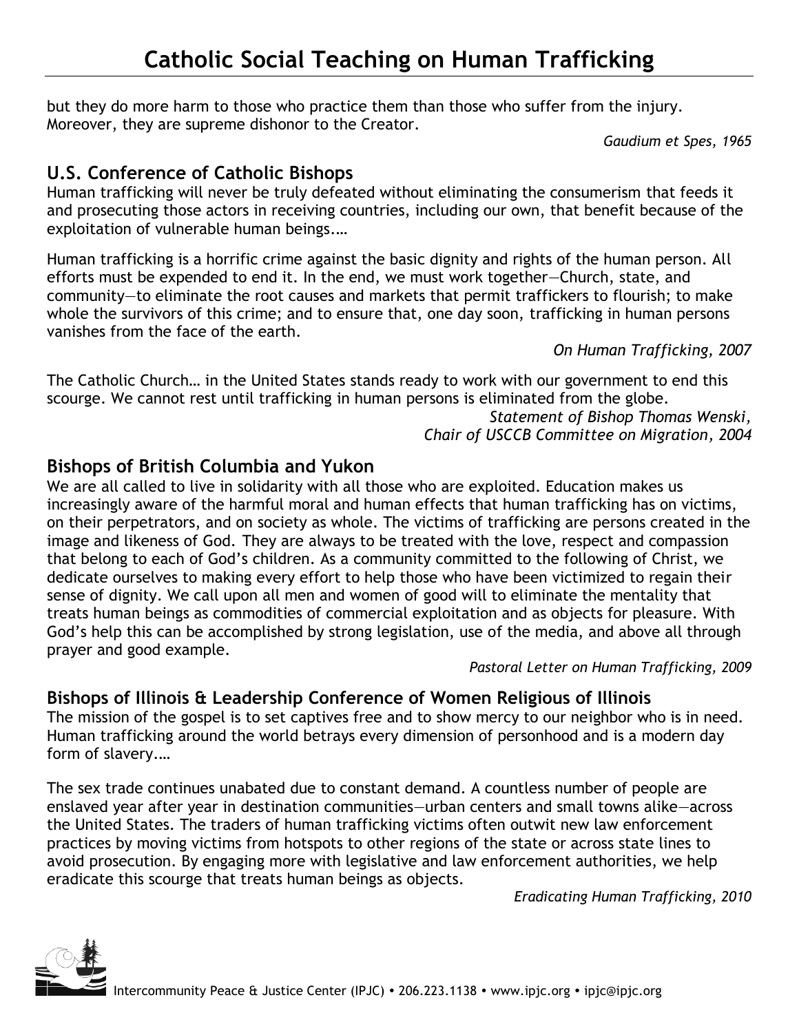but they do more harm to those who practice them than those who suffer from the injury. Moreover, they are supreme dishonor to the Creator.

*Gaudium et Spes, 1965*

## U.S. Conference of Catholic Bishops

Human trafficking will never be truly defeated without eliminating the consumerism that feeds it and prosecuting those actors in receiving countries, including our own, that benefit because of the exploitation of vulnerable human beings.…

Human trafficking is a horrific crime against the basic dignity and rights of the human person. All efforts must be expended to end it. In the end, we must work together—Church, state, and community—to eliminate the root causes and markets that permit traffickers to flourish; to make whole the survivors of this crime; and to ensure that, one day soon, trafficking in human persons vanishes from the face of the earth.

*On Human Trafficking, 2007*

The Catholic Church… in the United States stands ready to work with our government to end this scourge. We cannot rest until trafficking in human persons is eliminated from the globe.

*Statement of Bishop Thomas Wenski,*
*Chair of USCCB Committee on Migration, 2004*

## Bishops of British Columbia and Yukon

We are all called to live in solidarity with all those who are exploited. Education makes us increasingly aware of the harmful moral and human effects that human trafficking has on victims, on their perpetrators, and on society as whole. The victims of trafficking are persons created in the image and likeness of God. They are always to be treated with the love, respect and compassion that belong to each of God's children. As a community committed to the following of Christ, we dedicate ourselves to making every effort to help those who have been victimized to regain their sense of dignity. We call upon all men and women of good will to eliminate the mentality that treats human beings as commodities of commercial exploitation and as objects for pleasure. With God's help this can be accomplished by strong legislation, use of the media, and above all through prayer and good example.

*Pastoral Letter on Human Trafficking, 2009*

## Bishops of Illinois & Leadership Conference of Women Religious of Illinois

The mission of the gospel is to set captives free and to show mercy to our neighbor who is in need. Human trafficking around the world betrays every dimension of personhood and is a modern day form of slavery.…

The sex trade continues unabated due to constant demand. A countless number of people are enslaved year after year in destination communities—urban centers and small towns alike—across the United States. The traders of human trafficking victims often outwit new law enforcement practices by moving victims from hotspots to other regions of the state or across state lines to avoid prosecution. By engaging more with legislative and law enforcement authorities, we help eradicate this scourge that treats human beings as objects.

*Eradicating Human Trafficking, 2010*